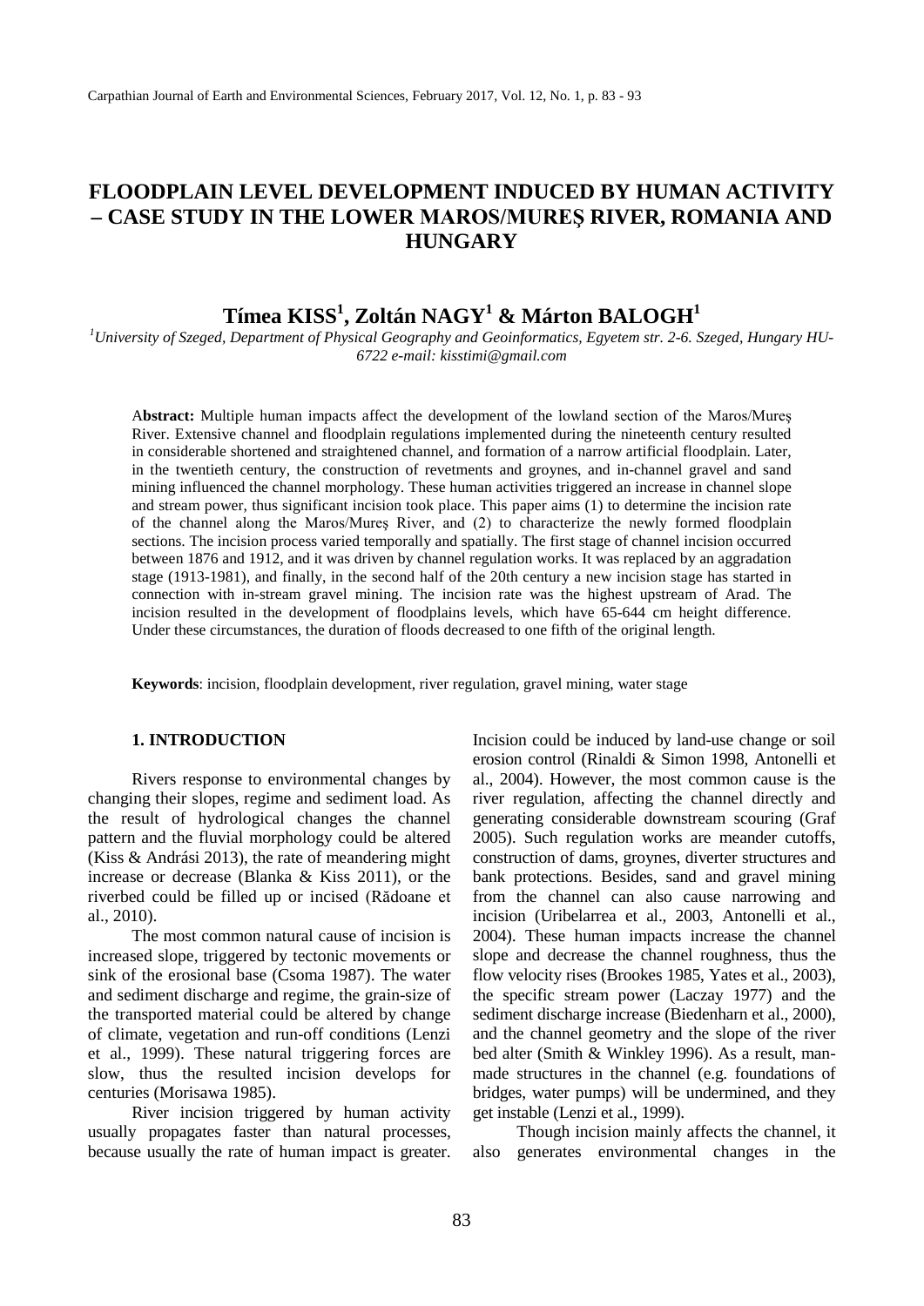# FLOODPLAIN LEVEL DEVELOPMENT INDUCED BY HUMAN ACTIVITY – CASE STUDY IN THE LOWER MAROS/MUREŞ RIVER, ROMANIA AND HUNGARY

## Tímea KISS[1], Zoltán NAGY[1] & Márton BALOGH[1]

*[1]University of Szeged, Department of Physical Geography and Geoinformatics, Egyetem str. 2-6. Szeged, Hungary HU-6722 e-mail: kisstimi@gmail.com*

**Abstract:** Multiple human impacts affect the development of the lowland section of the Maros/Mureş River. Extensive channel and floodplain regulations implemented during the nineteenth century resulted in considerable shortened and straightened channel, and formation of a narrow artificial floodplain. Later, in the twentieth century, the construction of revetments and groynes, and in-channel gravel and sand mining influenced the channel morphology. These human activities triggered an increase in channel slope and stream power, thus significant incision took place. This paper aims (1) to determine the incision rate of the channel along the Maros/Mureş River, and (2) to characterize the newly formed floodplain sections. The incision process varied temporally and spatially. The first stage of channel incision occurred between 1876 and 1912, and it was driven by channel regulation works. It was replaced by an aggradation stage (1913-1981), and finally, in the second half of the 20th century a new incision stage has started in connection with in-stream gravel mining. The incision rate was the highest upstream of Arad. The incision resulted in the development of floodplains levels, which have 65-644 cm height difference. Under these circumstances, the duration of floods decreased to one fifth of the original length.

**Keywords**: incision, floodplain development, river regulation, gravel mining, water stage

## 1. INTRODUCTION

Rivers response to environmental changes by changing their slopes, regime and sediment load. As the result of hydrological changes the channel pattern and the fluvial morphology could be altered (Kiss & Andrási 2013), the rate of meandering might increase or decrease (Blanka & Kiss 2011), or the riverbed could be filled up or incised (Rădoane et al., 2010).

The most common natural cause of incision is increased slope, triggered by tectonic movements or sink of the erosional base (Csoma 1987). The water and sediment discharge and regime, the grain-size of the transported material could be altered by change of climate, vegetation and run-off conditions (Lenzi et al., 1999). These natural triggering forces are slow, thus the resulted incision develops for centuries (Morisawa 1985).

River incision triggered by human activity usually propagates faster than natural processes, because usually the rate of human impact is greater. Incision could be induced by land-use change or soil erosion control (Rinaldi & Simon 1998, Antonelli et al., 2004). However, the most common cause is the river regulation, affecting the channel directly and generating considerable downstream scouring (Graf 2005). Such regulation works are meander cutoffs, construction of dams, groynes, diverter structures and bank protections. Besides, sand and gravel mining from the channel can also cause narrowing and incision (Uribelarrea et al., 2003, Antonelli et al., 2004). These human impacts increase the channel slope and decrease the channel roughness, thus the flow velocity rises (Brookes 1985, Yates et al., 2003), the specific stream power (Laczay 1977) and the sediment discharge increase (Biedenharn et al., 2000), and the channel geometry and the slope of the river bed alter (Smith & Winkley 1996). As a result, man-made structures in the channel (e.g. foundations of bridges, water pumps) will be undermined, and they get instable (Lenzi et al., 1999).

Though incision mainly affects the channel, it also generates environmental changes in the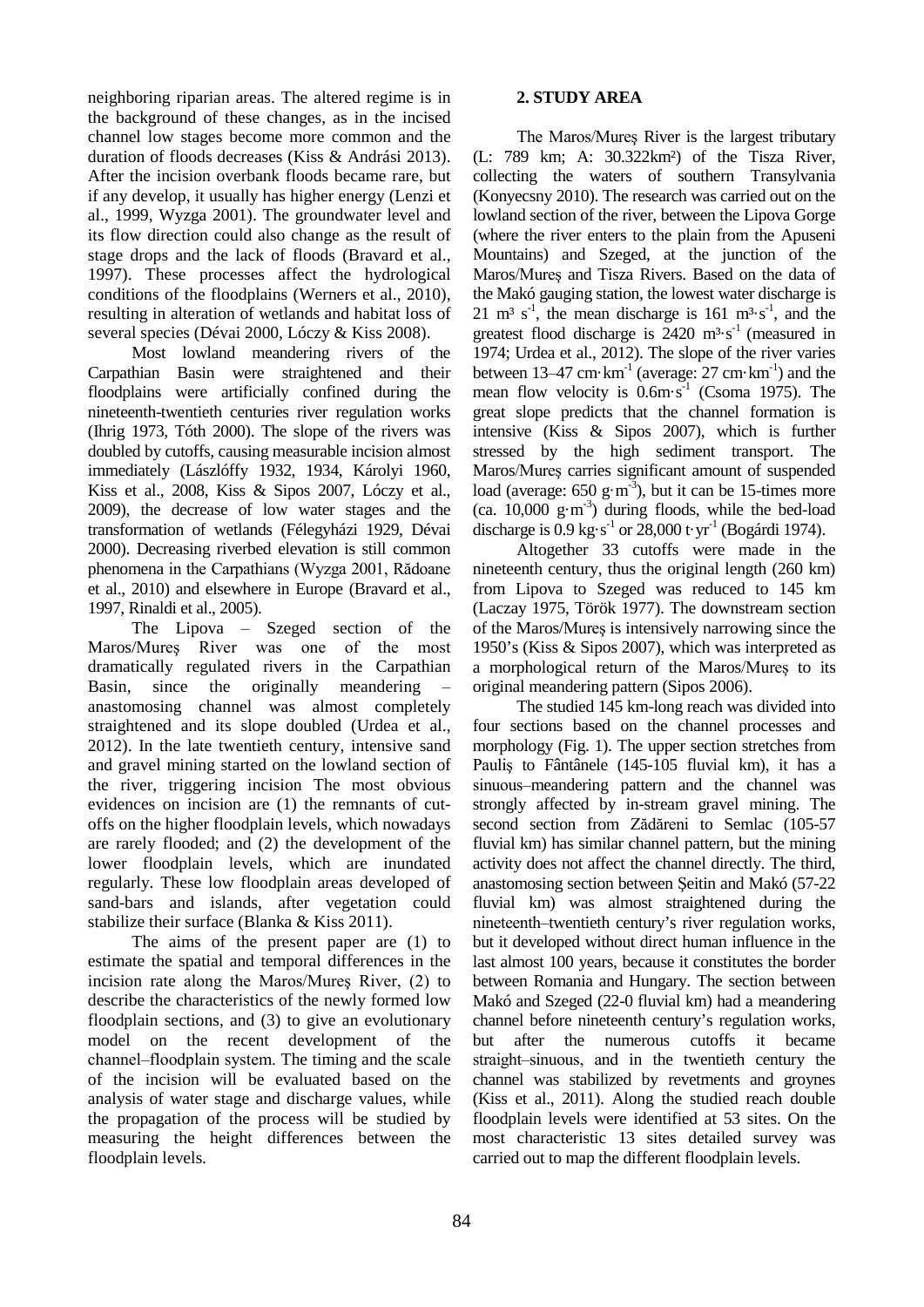neighboring riparian areas. The altered regime is in the background of these changes, as in the incised channel low stages become more common and the duration of floods decreases (Kiss & Andrási 2013). After the incision overbank floods became rare, but if any develop, it usually has higher energy (Lenzi et al., 1999, Wyzga 2001). The groundwater level and its flow direction could also change as the result of stage drops and the lack of floods (Bravard et al., 1997). These processes affect the hydrological conditions of the floodplains (Werners et al., 2010), resulting in alteration of wetlands and habitat loss of several species (Dévai 2000, Lóczy & Kiss 2008).

Most lowland meandering rivers of the Carpathian Basin were straightened and their floodplains were artificially confined during the nineteenth-twentieth centuries river regulation works (Ihrig 1973, Tóth 2000). The slope of the rivers was doubled by cutoffs, causing measurable incision almost immediately (Lászlóffy 1932, 1934, Károlyi 1960, Kiss et al., 2008, Kiss & Sipos 2007, Lóczy et al., 2009), the decrease of low water stages and the transformation of wetlands (Félegyházi 1929, Dévai 2000). Decreasing riverbed elevation is still common phenomena in the Carpathians (Wyzga 2001, Rădoane et al., 2010) and elsewhere in Europe (Bravard et al., 1997, Rinaldi et al., 2005).

The Lipova – Szeged section of the Maros/Mureş River was one of the most dramatically regulated rivers in the Carpathian Basin, since the originally meandering – anastomosing channel was almost completely straightened and its slope doubled (Urdea et al., 2012). In the late twentieth century, intensive sand and gravel mining started on the lowland section of the river, triggering incision The most obvious evidences on incision are (1) the remnants of cut-offs on the higher floodplain levels, which nowadays are rarely flooded; and (2) the development of the lower floodplain levels, which are inundated regularly. These low floodplain areas developed of sand-bars and islands, after vegetation could stabilize their surface (Blanka & Kiss 2011).

The aims of the present paper are (1) to estimate the spatial and temporal differences in the incision rate along the Maros/Mureş River, (2) to describe the characteristics of the newly formed low floodplain sections, and (3) to give an evolutionary model on the recent development of the channel–floodplain system. The timing and the scale of the incision will be evaluated based on the analysis of water stage and discharge values, while the propagation of the process will be studied by measuring the height differences between the floodplain levels.

## 2. STUDY AREA

The Maros/Mureş River is the largest tributary (L: 789 km; A: 30.322km²) of the Tisza River, collecting the waters of southern Transylvania (Konyecsny 2010). The research was carried out on the lowland section of the river, between the Lipova Gorge (where the river enters to the plain from the Apuseni Mountains) and Szeged, at the junction of the Maros/Mureş and Tisza Rivers. Based on the data of the Makó gauging station, the lowest water discharge is 21 $m^3 s^{-1}$, the mean discharge is 161 $m^3 \cdot s^{-1}$, and the greatest flood discharge is 2420 $m^3 \cdot s^{-1}$ (measured in 1974; Urdea et al., 2012). The slope of the river varies between 13–47 $cm \cdot km^{-1}$ (average: 27 $cm \cdot km^{-1}$) and the mean flow velocity is 0.6$m \cdot s^{-1}$ (Csoma 1975). The great slope predicts that the channel formation is intensive (Kiss & Sipos 2007), which is further stressed by the high sediment transport. The Maros/Mureş carries significant amount of suspended load (average: 650 $g \cdot m^{-3}$), but it can be 15-times more (ca. 10,000 $g \cdot m^{-3}$) during floods, while the bed-load discharge is 0.9 $kg \cdot s^{-1}$ or 28,000 $t \cdot yr^{-1}$ (Bogárdi 1974).

Altogether 33 cutoffs were made in the nineteenth century, thus the original length (260 km) from Lipova to Szeged was reduced to 145 km (Laczay 1975, Török 1977). The downstream section of the Maros/Mureş is intensively narrowing since the 1950's (Kiss & Sipos 2007), which was interpreted as a morphological return of the Maros/Mureș to its original meandering pattern (Sipos 2006).

The studied 145 km-long reach was divided into four sections based on the channel processes and morphology (Fig. 1). The upper section stretches from Pauliş to Fântânele (145-105 fluvial km), it has a sinuous–meandering pattern and the channel was strongly affected by in-stream gravel mining. The second section from Zădăreni to Semlac (105-57 fluvial km) has similar channel pattern, but the mining activity does not affect the channel directly. The third, anastomosing section between Şeitin and Makó (57-22 fluvial km) was almost straightened during the nineteenth–twentieth century's river regulation works, but it developed without direct human influence in the last almost 100 years, because it constitutes the border between Romania and Hungary. The section between Makó and Szeged (22-0 fluvial km) had a meandering channel before nineteenth century's regulation works, but after the numerous cutoffs it became straight–sinuous, and in the twentieth century the channel was stabilized by revetments and groynes (Kiss et al., 2011). Along the studied reach double floodplain levels were identified at 53 sites. On the most characteristic 13 sites detailed survey was carried out to map the different floodplain levels.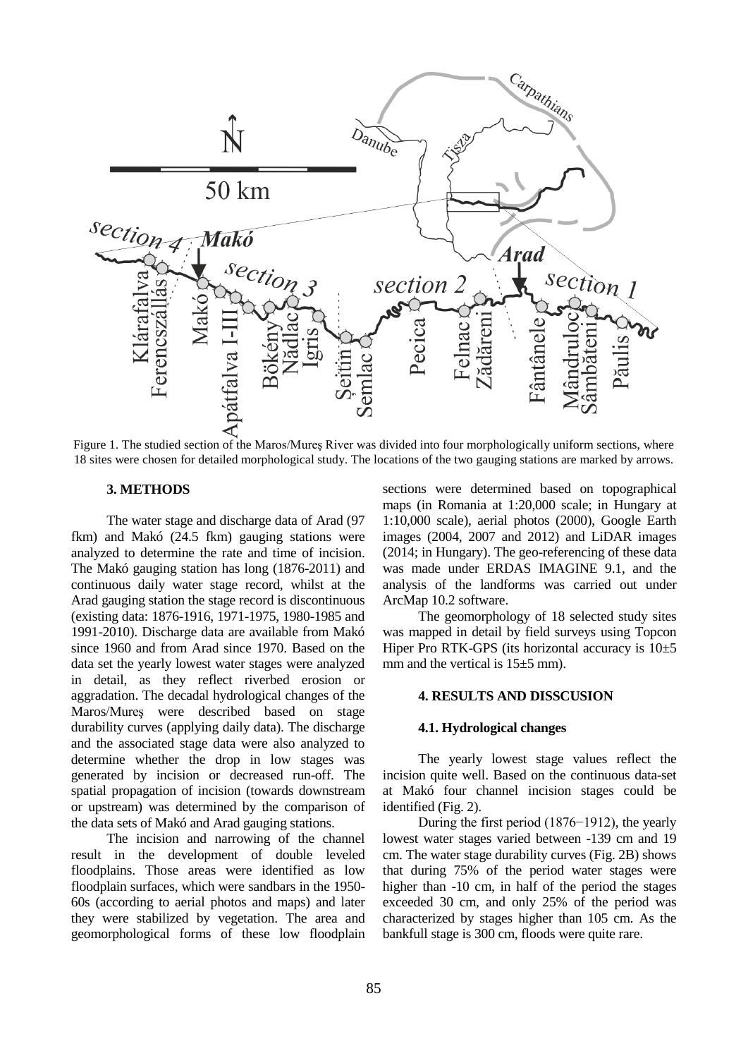Figure 1. The studied section of the Maros/Mureş River was divided into four morphologically uniform sections, where 18 sites were chosen for detailed morphological study. The locations of the two gauging stations are marked by arrows.

## 3. METHODS

The water stage and discharge data of Arad (97 fkm) and Makó (24.5 fkm) gauging stations were analyzed to determine the rate and time of incision. The Makó gauging station has long (1876-2011) and continuous daily water stage record, whilst at the Arad gauging station the stage record is discontinuous (existing data: 1876-1916, 1971-1975, 1980-1985 and 1991-2010). Discharge data are available from Makó since 1960 and from Arad since 1970. Based on the data set the yearly lowest water stages were analyzed in detail, as they reflect riverbed erosion or aggradation. The decadal hydrological changes of the Maros/Mureş were described based on stage durability curves (applying daily data). The discharge and the associated stage data were also analyzed to determine whether the drop in low stages was generated by incision or decreased run-off. The spatial propagation of incision (towards downstream or upstream) was determined by the comparison of the data sets of Makó and Arad gauging stations.

The incision and narrowing of the channel result in the development of double leveled floodplains. Those areas were identified as low floodplain surfaces, which were sandbars in the 1950-60s (according to aerial photos and maps) and later they were stabilized by vegetation. The area and geomorphological forms of these low floodplain sections were determined based on topographical maps (in Romania at 1:20,000 scale; in Hungary at 1:10,000 scale), aerial photos (2000), Google Earth images (2004, 2007 and 2012) and LiDAR images (2014; in Hungary). The geo-referencing of these data was made under ERDAS IMAGINE 9.1, and the analysis of the landforms was carried out under ArcMap 10.2 software.

The geomorphology of 18 selected study sites was mapped in detail by field surveys using Topcon Hiper Pro RTK-GPS (its horizontal accuracy is 10±5 mm and the vertical is 15±5 mm).

## 4. RESULTS AND DISSCUSION

### 4.1. Hydrological changes

The yearly lowest stage values reflect the incision quite well. Based on the continuous data-set at Makó four channel incision stages could be identified (Fig. 2).

During the first period (1876−1912), the yearly lowest water stages varied between -139 cm and 19 cm. The water stage durability curves (Fig. 2B) shows that during 75% of the period water stages were higher than -10 cm, in half of the period the stages exceeded 30 cm, and only 25% of the period was characterized by stages higher than 105 cm. As the bankfull stage is 300 cm, floods were quite rare.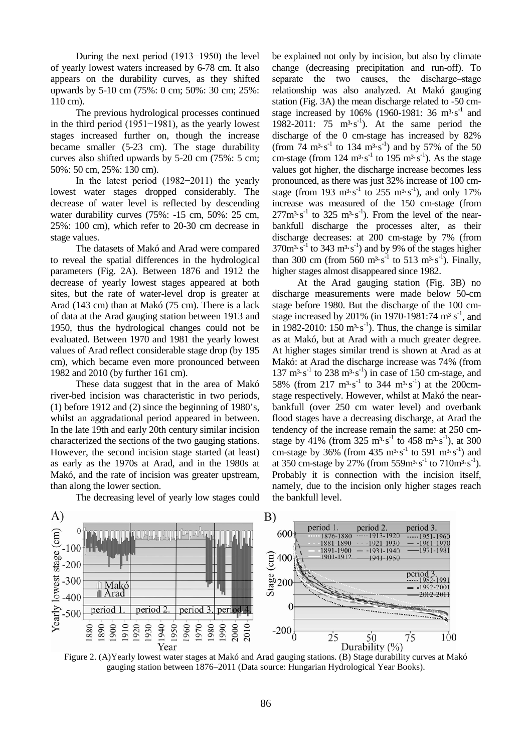During the next period (1913−1950) the level of yearly lowest waters increased by 6-78 cm. It also appears on the durability curves, as they shifted upwards by 5-10 cm (75%: 0 cm; 50%: 30 cm; 25%: 110 cm).

The previous hydrological processes continued in the third period (1951−1981), as the yearly lowest stages increased further on, though the increase became smaller (5-23 cm). The stage durability curves also shifted upwards by 5-20 cm (75%: 5 cm; 50%: 50 cm, 25%: 130 cm).

In the latest period (1982−2011) the yearly lowest water stages dropped considerably. The decrease of water level is reflected by descending water durability curves (75%: -15 cm, 50%: 25 cm, 25%: 100 cm), which refer to 20-30 cm decrease in stage values.

The datasets of Makó and Arad were compared to reveal the spatial differences in the hydrological parameters (Fig. 2A). Between 1876 and 1912 the decrease of yearly lowest stages appeared at both sites, but the rate of water-level drop is greater at Arad (143 cm) than at Makó (75 cm). There is a lack of data at the Arad gauging station between 1913 and 1950, thus the hydrological changes could not be evaluated. Between 1970 and 1981 the yearly lowest values of Arad reflect considerable stage drop (by 195 cm), which became even more pronounced between 1982 and 2010 (by further 161 cm).

These data suggest that in the area of Makó river-bed incision was characteristic in two periods, (1) before 1912 and (2) since the beginning of 1980's, whilst an aggradational period appeared in between. In the late 19th and early 20th century similar incision characterized the sections of the two gauging stations. However, the second incision stage started (at least) as early as the 1970s at Arad, and in the 1980s at Makó, and the rate of incision was greater upstream, than along the lower section.

The decreasing level of yearly low stages could be explained not only by incision, but also by climate change (decreasing precipitation and run-off). To separate the two causes, the discharge–stage relationship was also analyzed. At Makó gauging station (Fig. 3A) the mean discharge related to -50 cm-stage increased by 106% (1960-1981: 36 $m^3 \cdot s^{-1}$ and 1982-2011: 75 $m^3 \cdot s^{-1}$). At the same period the discharge of the 0 cm-stage has increased by 82% (from 74 $m^3 \cdot s^{-1}$ to 134 $m^3 \cdot s^{-1}$) and by 57% of the 50 cm-stage (from 124 $m^3 \cdot s^{-1}$ to 195 $m^3 \cdot s^{-1}$). As the stage values got higher, the discharge increase becomes less pronounced, as there was just 32% increase of 100 cm-stage (from 193 $m^3 \cdot s^{-1}$ to 255 $m^3 \cdot s^{-1}$), and only 17% increase was measured of the 150 cm-stage (from 277$m^3 \cdot s^{-1}$ to 325 $m^3 \cdot s^{-1}$). From the level of the near-bankfull discharge the processes alter, as their discharge decreases: at 200 cm-stage by 7% (from 370$m^3 \cdot s^{-1}$ to 343 $m^3 \cdot s^{-1}$) and by 9% of the stages higher than 300 cm (from 560 $m^3 \cdot s^{-1}$ to 513 $m^3 \cdot s^{-1}$). Finally, higher stages almost disappeared since 1982.

At the Arad gauging station (Fig. 3B) no discharge measurements were made below 50-cm stage before 1980. But the discharge of the 100 cm-stage increased by 201% (in 1970-1981:74 $m^3 s^{-1}$, and in 1982-2010: 150 $m^3 \cdot s^{-1}$). Thus, the change is similar as at Makó, but at Arad with a much greater degree. At higher stages similar trend is shown at Arad as at Makó: at Arad the discharge increase was 74% (from 137 $m^3 \cdot s^{-1}$ to 238 $m^3 \cdot s^{-1}$) in case of 150 cm-stage, and 58% (from 217 $m^3 \cdot s^{-1}$ to 344 $m^3 \cdot s^{-1}$) at the 200cm-stage respectively. However, whilst at Makó the near-bankfull (over 250 cm water level) and overbank flood stages have a decreasing discharge, at Arad the tendency of the increase remain the same: at 250 cm-stage by 41% (from 325 $m^3 \cdot s^{-1}$ to 458 $m^3 \cdot s^{-1}$), at 300 cm-stage by 36% (from 435 $m^3 \cdot s^{-1}$ to 591 $m^3 \cdot s^{-1}$) and at 350 cm-stage by 27% (from 559$m^3 \cdot s^{-1}$ to 710$m^3 \cdot s^{-1}$). Probably it is connection with the incision itself, namely, due to the incision only higher stages reach the bankfull level.

Figure 2. (A)Yearly lowest water stages at Makó and Arad gauging stations. (B) Stage durability curves at Makó gauging station between 1876–2011 (Data source: Hungarian Hydrological Year Books).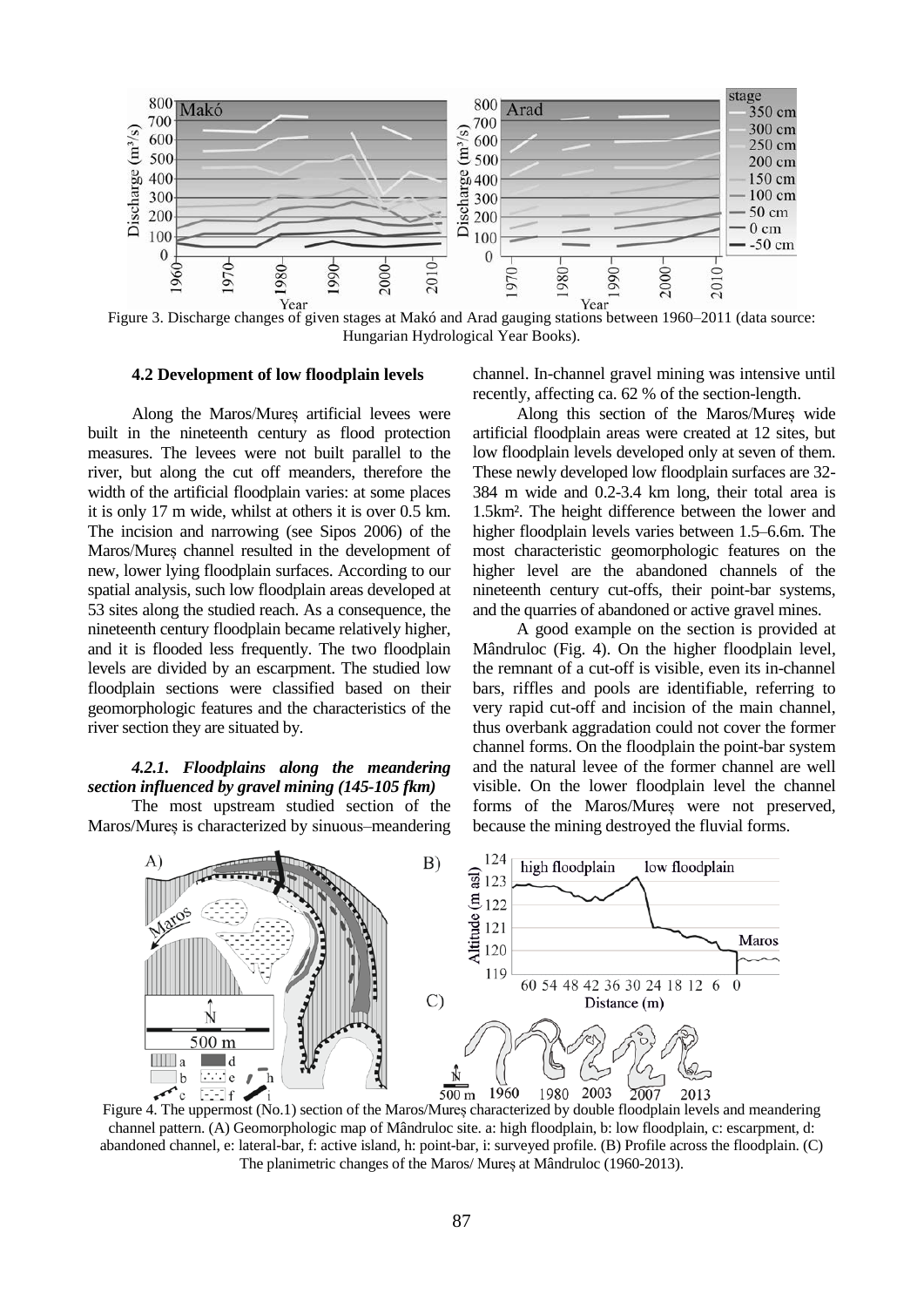Figure 3. Discharge changes of given stages at Makó and Arad gauging stations between 1960–2011 (data source: Hungarian Hydrological Year Books).

### 4.2 Development of low floodplain levels

Along the Maros/Mureș artificial levees were built in the nineteenth century as flood protection measures. The levees were not built parallel to the river, but along the cut off meanders, therefore the width of the artificial floodplain varies: at some places it is only 17 m wide, whilst at others it is over 0.5 km. The incision and narrowing (see Sipos 2006) of the Maros/Mureș channel resulted in the development of new, lower lying floodplain surfaces. According to our spatial analysis, such low floodplain areas developed at 53 sites along the studied reach. As a consequence, the nineteenth century floodplain became relatively higher, and it is flooded less frequently. The two floodplain levels are divided by an escarpment. The studied low floodplain sections were classified based on their geomorphologic features and the characteristics of the river section they are situated by.

#### *4.2.1. Floodplains along the meandering section influenced by gravel mining (145-105 fkm)*

The most upstream studied section of the Maros/Mureș is characterized by sinuous–meandering channel. In-channel gravel mining was intensive until recently, affecting ca. 62 % of the section-length.

Along this section of the Maros/Mureș wide artificial floodplain areas were created at 12 sites, but low floodplain levels developed only at seven of them. These newly developed low floodplain surfaces are 32-384 m wide and 0.2-3.4 km long, their total area is 1.5km². The height difference between the lower and higher floodplain levels varies between 1.5–6.6m. The most characteristic geomorphologic features on the higher level are the abandoned channels of the nineteenth century cut-offs, their point-bar systems, and the quarries of abandoned or active gravel mines.

A good example on the section is provided at Mândruloc (Fig. 4). On the higher floodplain level, the remnant of a cut-off is visible, even its in-channel bars, riffles and pools are identifiable, referring to very rapid cut-off and incision of the main channel, thus overbank aggradation could not cover the former channel forms. On the floodplain the point-bar system and the natural levee of the former channel are well visible. On the lower floodplain level the channel forms of the Maros/Mureș were not preserved, because the mining destroyed the fluvial forms.

Figure 4. The uppermost (No.1) section of the Maros/Mureș characterized by double floodplain levels and meandering channel pattern. (A) Geomorphologic map of Mândruloc site. a: high floodplain, b: low floodplain, c: escarpment, d: abandoned channel, e: lateral-bar, f: active island, h: point-bar, i: surveyed profile. (B) Profile across the floodplain. (C) The planimetric changes of the Maros/ Mureș at Mândruloc (1960-2013).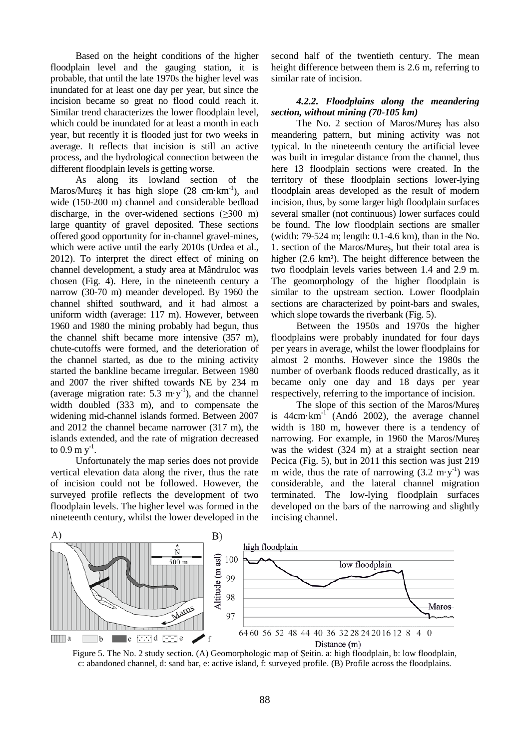Based on the height conditions of the higher floodplain level and the gauging station, it is probable, that until the late 1970s the higher level was inundated for at least one day per year, but since the incision became so great no flood could reach it. Similar trend characterizes the lower floodplain level, which could be inundated for at least a month in each year, but recently it is flooded just for two weeks in average. It reflects that incision is still an active process, and the hydrological connection between the different floodplain levels is getting worse.

As along its lowland section of the Maros/Mureș it has high slope (28 cm·km$^{-1}$), and wide (150-200 m) channel and considerable bedload discharge, in the over-widened sections (≥300 m) large quantity of gravel deposited. These sections offered good opportunity for in-channel gravel-mines, which were active until the early 2010s (Urdea et al., 2012). To interpret the direct effect of mining on channel development, a study area at Mândruloc was chosen (Fig. 4). Here, in the nineteenth century a narrow (30-70 m) meander developed. By 1960 the channel shifted southward, and it had almost a uniform width (average: 117 m). However, between 1960 and 1980 the mining probably had begun, thus the channel shift became more intensive (357 m), chute-cutoffs were formed, and the deterioration of the channel started, as due to the mining activity started the bankline became irregular. Between 1980 and 2007 the river shifted towards NE by 234 m (average migration rate: 5.3 m·y$^{-1}$), and the channel width doubled (333 m), and to compensate the widening mid-channel islands formed. Between 2007 and 2012 the channel became narrower (317 m), the islands extended, and the rate of migration decreased to 0.9 m y$^{-1}$.

Unfortunately the map series does not provide vertical elevation data along the river, thus the rate of incision could not be followed. However, the surveyed profile reflects the development of two floodplain levels. The higher level was formed in the nineteenth century, whilst the lower developed in the second half of the twentieth century. The mean height difference between them is 2.6 m, referring to similar rate of incision.

#### *4.2.2. Floodplains along the meandering section, without mining (70-105 km)*

The No. 2 section of Maros/Mureș has also meandering pattern, but mining activity was not typical. In the nineteenth century the artificial levee was built in irregular distance from the channel, thus here 13 floodplain sections were created. In the territory of these floodplain sections lower-lying floodplain areas developed as the result of modern incision, thus, by some larger high floodplain surfaces several smaller (not continuous) lower surfaces could be found. The low floodplain sections are smaller (width: 79-524 m; length: 0.1-4.6 km), than in the No. 1. section of the Maros/Mureș, but their total area is higher (2.6 km²). The height difference between the two floodplain levels varies between 1.4 and 2.9 m. The geomorphology of the higher floodplain is similar to the upstream section. Lower floodplain sections are characterized by point-bars and swales, which slope towards the riverbank (Fig. 5).

Between the 1950s and 1970s the higher floodplains were probably inundated for four days per years in average, whilst the lower floodplains for almost 2 months. However since the 1980s the number of overbank floods reduced drastically, as it became only one day and 18 days per year respectively, referring to the importance of incision.

The slope of this section of the Maros/Mureș is 44cm·km$^{-1}$ (Andó 2002), the average channel width is 180 m, however there is a tendency of narrowing. For example, in 1960 the Maros/Mureș was the widest (324 m) at a straight section near Pecica (Fig. 5), but in 2011 this section was just 219 m wide, thus the rate of narrowing (3.2 m·y$^{-1}$) was considerable, and the lateral channel migration terminated. The low-lying floodplain surfaces developed on the bars of the narrowing and slightly incising channel.

Figure 5. The No. 2 study section. (A) Geomorphologic map of Șeitin. a: high floodplain, b: low floodplain, c: abandoned channel, d: sand bar, e: active island, f: surveyed profile. (B) Profile across the floodplains.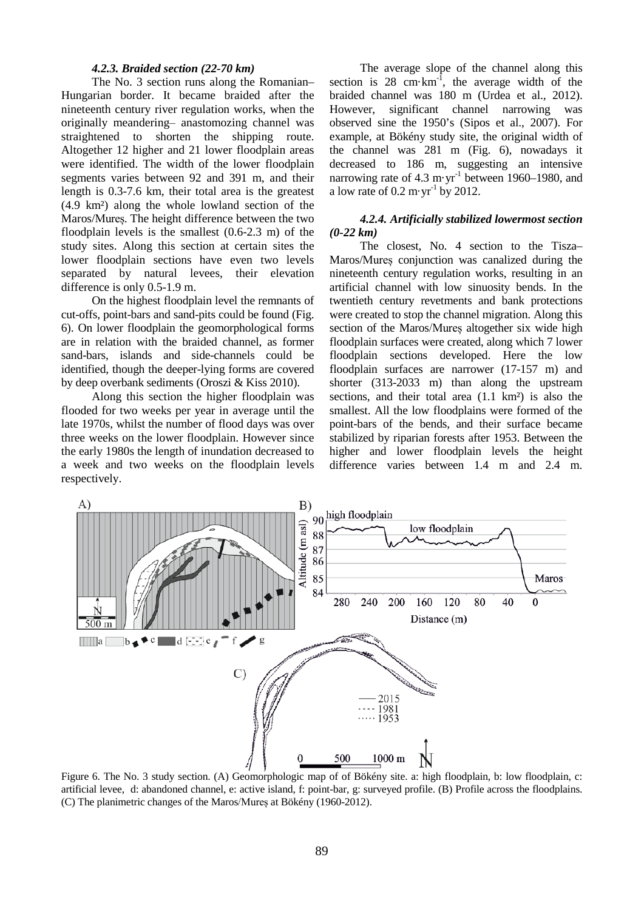#### 4.2.3. Braided section (22-70 km)

The No. 3 section runs along the Romanian–Hungarian border. It became braided after the nineteenth century river regulation works, when the originally meandering– anastomozing channel was straightened to shorten the shipping route. Altogether 12 higher and 21 lower floodplain areas were identified. The width of the lower floodplain segments varies between 92 and 391 m, and their length is 0.3-7.6 km, their total area is the greatest (4.9 km²) along the whole lowland section of the Maros/Mureș. The height difference between the two floodplain levels is the smallest (0.6-2.3 m) of the study sites. Along this section at certain sites the lower floodplain sections have even two levels separated by natural levees, their elevation difference is only 0.5-1.9 m.

On the highest floodplain level the remnants of cut-offs, point-bars and sand-pits could be found (Fig. 6). On lower floodplain the geomorphological forms are in relation with the braided channel, as former sand-bars, islands and side-channels could be identified, though the deeper-lying forms are covered by deep overbank sediments (Oroszi & Kiss 2010).

Along this section the higher floodplain was flooded for two weeks per year in average until the late 1970s, whilst the number of flood days was over three weeks on the lower floodplain. However since the early 1980s the length of inundation decreased to a week and two weeks on the floodplain levels respectively.

The average slope of the channel along this section is 28 $cm \cdot km^{-1}$, the average width of the braided channel was 180 m (Urdea et al., 2012). However, significant channel narrowing was observed sine the 1950's (Sipos et al., 2007). For example, at Bökény study site, the original width of the channel was 281 m (Fig. 6), nowadays it decreased to 186 m, suggesting an intensive narrowing rate of 4.3 $m \cdot yr^{-1}$ between 1960–1980, and a low rate of 0.2 $m \cdot yr^{-1}$ by 2012.

#### 4.2.4. Artificially stabilized lowermost section (0-22 km)

The closest, No. 4 section to the Tisza–Maros/Mureș conjunction was canalized during the nineteenth century regulation works, resulting in an artificial channel with low sinuosity bends. In the twentieth century revetments and bank protections were created to stop the channel migration. Along this section of the Maros/Mureș altogether six wide high floodplain surfaces were created, along which 7 lower floodplain sections developed. Here the low floodplain surfaces are narrower (17-157 m) and shorter (313-2033 m) than along the upstream sections, and their total area (1.1 km²) is also the smallest. All the low floodplains were formed of the point-bars of the bends, and their surface became stabilized by riparian forests after 1953. Between the higher and lower floodplain levels the height difference varies between 1.4 m and 2.4 m.

Figure 6. The No. 3 study section. (A) Geomorphologic map of of Bökény site. a: high floodplain, b: low floodplain, c: artificial levee, d: abandoned channel, e: active island, f: point-bar, g: surveyed profile. (B) Profile across the floodplains. (C) The planimetric changes of the Maros/Mureș at Bökény (1960-2012).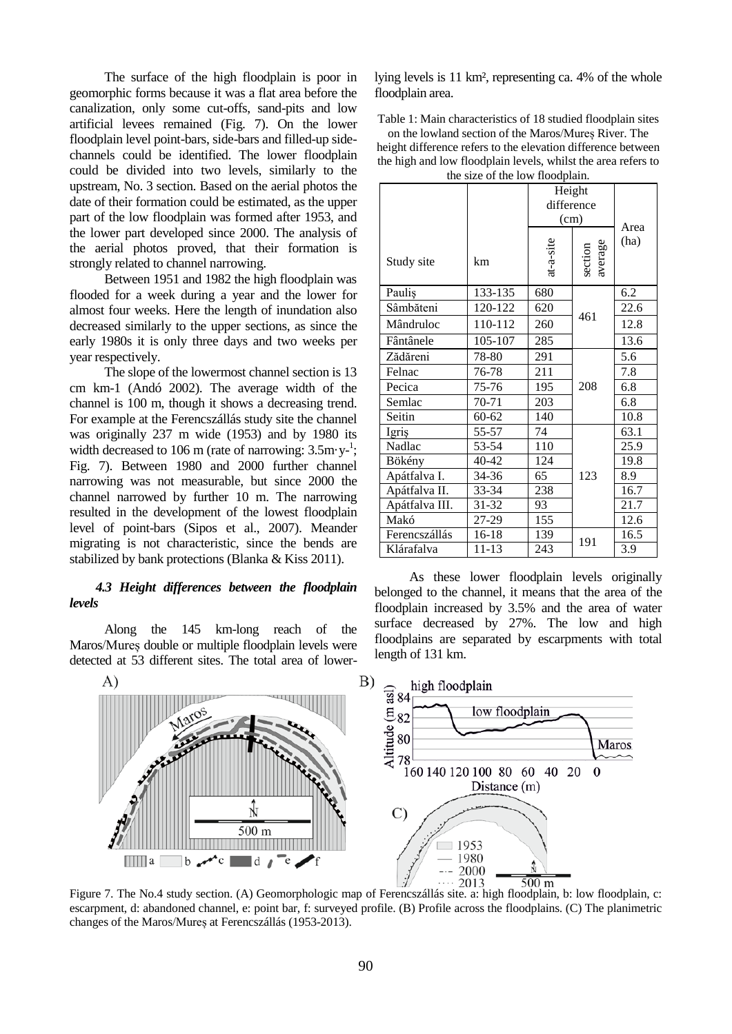The surface of the high floodplain is poor in geomorphic forms because it was a flat area before the canalization, only some cut-offs, sand-pits and low artificial levees remained (Fig. 7). On the lower floodplain level point-bars, side-bars and filled-up side-channels could be identified. The lower floodplain could be divided into two levels, similarly to the upstream, No. 3 section. Based on the aerial photos the date of their formation could be estimated, as the upper part of the low floodplain was formed after 1953, and the lower part developed since 2000. The analysis of the aerial photos proved, that their formation is strongly related to channel narrowing.

Between 1951 and 1982 the high floodplain was flooded for a week during a year and the lower for almost four weeks. Here the length of inundation also decreased similarly to the upper sections, as since the early 1980s it is only three days and two weeks per year respectively.

The slope of the lowermost channel section is 13 cm km-1 (Andó 2002). The average width of the channel is 100 m, though it shows a decreasing trend. For example at the Ferencszállás study site the channel was originally 237 m wide (1953) and by 1980 its width decreased to 106 m (rate of narrowing: $3.5 m \cdot y^{-1}$; Fig. 7). Between 1980 and 2000 further channel narrowing was not measurable, but since 2000 the channel narrowed by further 10 m. The narrowing resulted in the development of the lowest floodplain level of point-bars (Sipos et al., 2007). Meander migrating is not characteristic, since the bends are stabilized by bank protections (Blanka & Kiss 2011).

### *4.3 Height differences between the floodplain levels*

Along the 145 km-long reach of the Maros/Mureș double or multiple floodplain levels were detected at 53 different sites. The total area of lower-lying levels is 11 km², representing ca. 4% of the whole floodplain area.

Table 1: Main characteristics of 18 studied floodplain sites on the lowland section of the Maros/Mureș River. The height difference refers to the elevation difference between the high and low floodplain levels, whilst the area refers to the size of the low floodplain.

| Study site | km | Height difference (cm) | | Area (ha) |
|---|---|---|---|---|
| | | at-a-site | section average | |
| Pauliș | 133-135 | 680 | 461 | 6.2 |
| Sâmbăteni | 120-122 | 620 | | 22.6 |
| Mândruloc | 110-112 | 260 | | 12.8 |
| Fântânele | 105-107 | 285 | | 13.6 |
| Zădăreni | 78-80 | 291 | 208 | 5.6 |
| Felnac | 76-78 | 211 | | 7.8 |
| Pecica | 75-76 | 195 | | 6.8 |
| Semlac | 70-71 | 203 | | 6.8 |
| Seitin | 60-62 | 140 | | 10.8 |
| Igriș | 55-57 | 74 | 123 | 63.1 |
| Nadlac | 53-54 | 110 | | 25.9 |
| Bökény | 40-42 | 124 | | 19.8 |
| Apátfalva I. | 34-36 | 65 | | 8.9 |
| Apátfalva II. | 33-34 | 238 | | 16.7 |
| Apátfalva III. | 31-32 | 93 | | 21.7 |
| Makó | 27-29 | 155 | | 12.6 |
| Ferencszállás | 16-18 | 139 | 191 | 16.5 |
| Klárafalva | 11-13 | 243 | | 3.9 |

As these lower floodplain levels originally belonged to the channel, it means that the area of the floodplain increased by 3.5% and the area of water surface decreased by 27%. The low and high floodplains are separated by escarpments with total length of 131 km.

Figure 7. The No.4 study section. (A) Geomorphologic map of Ferencszállás site. a: high floodplain, b: low floodplain, c: escarpment, d: abandoned channel, e: point bar, f: surveyed profile. (B) Profile across the floodplains. (C) The planimetric changes of the Maros/Mureș at Ferencszállás (1953-2013).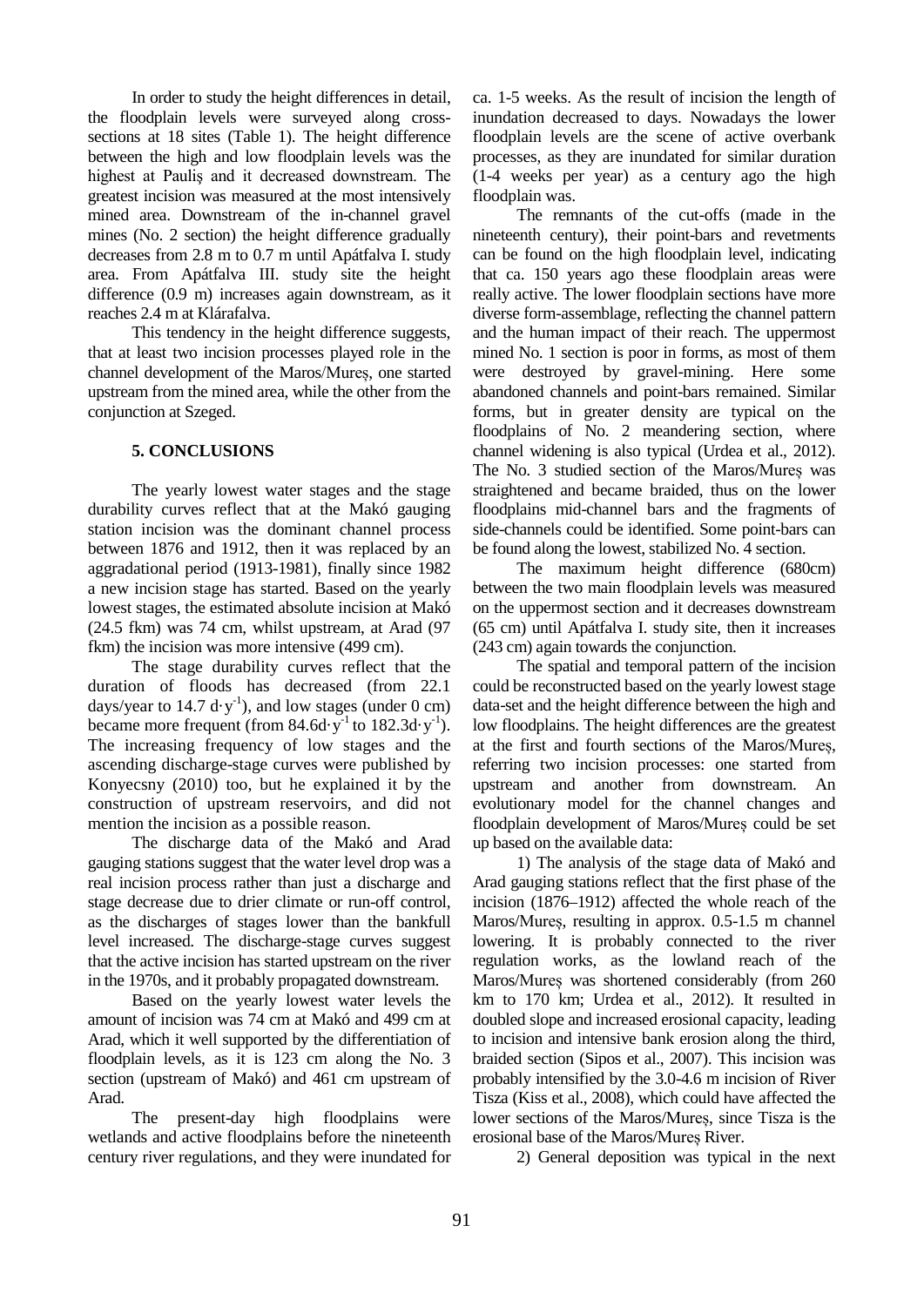In order to study the height differences in detail, the floodplain levels were surveyed along cross-sections at 18 sites (Table 1). The height difference between the high and low floodplain levels was the highest at Pauliş and it decreased downstream. The greatest incision was measured at the most intensively mined area. Downstream of the in-channel gravel mines (No. 2 section) the height difference gradually decreases from 2.8 m to 0.7 m until Apátfalva I. study area. From Apátfalva III. study site the height difference (0.9 m) increases again downstream, as it reaches 2.4 m at Klárafalva.

This tendency in the height difference suggests, that at least two incision processes played role in the channel development of the Maros/Mureș, one started upstream from the mined area, while the other from the conjunction at Szeged.

## 5. CONCLUSIONS

The yearly lowest water stages and the stage durability curves reflect that at the Makó gauging station incision was the dominant channel process between 1876 and 1912, then it was replaced by an aggradational period (1913-1981), finally since 1982 a new incision stage has started. Based on the yearly lowest stages, the estimated absolute incision at Makó (24.5 fkm) was 74 cm, whilst upstream, at Arad (97 fkm) the incision was more intensive (499 cm).

The stage durability curves reflect that the duration of floods has decreased (from 22.1 days/year to 14.7 $d \cdot y^{-1}$), and low stages (under 0 cm) became more frequent (from 84.6$d \cdot y^{-1}$ to 182.3$d \cdot y^{-1}$). The increasing frequency of low stages and the ascending discharge-stage curves were published by Konyecsny (2010) too, but he explained it by the construction of upstream reservoirs, and did not mention the incision as a possible reason.

The discharge data of the Makó and Arad gauging stations suggest that the water level drop was a real incision process rather than just a discharge and stage decrease due to drier climate or run-off control, as the discharges of stages lower than the bankfull level increased. The discharge-stage curves suggest that the active incision has started upstream on the river in the 1970s, and it probably propagated downstream.

Based on the yearly lowest water levels the amount of incision was 74 cm at Makó and 499 cm at Arad, which it well supported by the differentiation of floodplain levels, as it is 123 cm along the No. 3 section (upstream of Makó) and 461 cm upstream of Arad.

The present-day high floodplains were wetlands and active floodplains before the nineteenth century river regulations, and they were inundated for ca. 1-5 weeks. As the result of incision the length of inundation decreased to days. Nowadays the lower floodplain levels are the scene of active overbank processes, as they are inundated for similar duration (1-4 weeks per year) as a century ago the high floodplain was.

The remnants of the cut-offs (made in the nineteenth century), their point-bars and revetments can be found on the high floodplain level, indicating that ca. 150 years ago these floodplain areas were really active. The lower floodplain sections have more diverse form-assemblage, reflecting the channel pattern and the human impact of their reach. The uppermost mined No. 1 section is poor in forms, as most of them were destroyed by gravel-mining. Here some abandoned channels and point-bars remained. Similar forms, but in greater density are typical on the floodplains of No. 2 meandering section, where channel widening is also typical (Urdea et al., 2012). The No. 3 studied section of the Maros/Mureș was straightened and became braided, thus on the lower floodplains mid-channel bars and the fragments of side-channels could be identified. Some point-bars can be found along the lowest, stabilized No. 4 section.

The maximum height difference (680cm) between the two main floodplain levels was measured on the uppermost section and it decreases downstream (65 cm) until Apátfalva I. study site, then it increases (243 cm) again towards the conjunction.

The spatial and temporal pattern of the incision could be reconstructed based on the yearly lowest stage data-set and the height difference between the high and low floodplains. The height differences are the greatest at the first and fourth sections of the Maros/Mureș, referring two incision processes: one started from upstream and another from downstream. An evolutionary model for the channel changes and floodplain development of Maros/Mureș could be set up based on the available data:

1) The analysis of the stage data of Makó and Arad gauging stations reflect that the first phase of the incision (1876–1912) affected the whole reach of the Maros/Mureș, resulting in approx. 0.5-1.5 m channel lowering. It is probably connected to the river regulation works, as the lowland reach of the Maros/Mureș was shortened considerably (from 260 km to 170 km; Urdea et al., 2012). It resulted in doubled slope and increased erosional capacity, leading to incision and intensive bank erosion along the third, braided section (Sipos et al., 2007). This incision was probably intensified by the 3.0-4.6 m incision of River Tisza (Kiss et al., 2008), which could have affected the lower sections of the Maros/Mureș, since Tisza is the erosional base of the Maros/Mureș River.

2) General deposition was typical in the next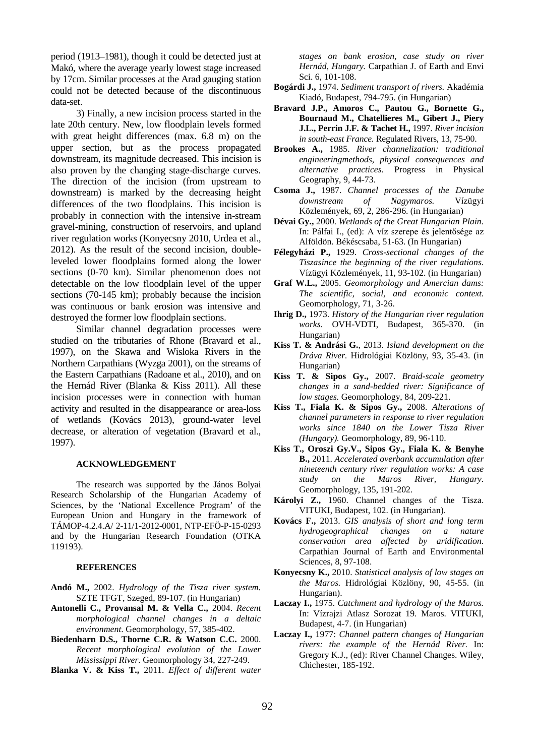period (1913–1981), though it could be detected just at Makó, where the average yearly lowest stage increased by 17cm. Similar processes at the Arad gauging station could not be detected because of the discontinuous data-set.

3) Finally, a new incision process started in the late 20th century. New, low floodplain levels formed with great height differences (max. 6.8 m) on the upper section, but as the process propagated downstream, its magnitude decreased. This incision is also proven by the changing stage-discharge curves. The direction of the incision (from upstream to downstream) is marked by the decreasing height differences of the two floodplains. This incision is probably in connection with the intensive in-stream gravel-mining, construction of reservoirs, and upland river regulation works (Konyecsny 2010, Urdea et al., 2012). As the result of the second incision, double-leveled lower floodplains formed along the lower sections (0-70 km). Similar phenomenon does not detectable on the low floodplain level of the upper sections (70-145 km); probably because the incision was continuous or bank erosion was intensive and destroyed the former low floodplain sections.

Similar channel degradation processes were studied on the tributaries of Rhone (Bravard et al., 1997), on the Skawa and Wisloka Rivers in the Northern Carpathians (Wyzga 2001), on the streams of the Eastern Carpathians (Radoane et al., 2010), and on the Hernád River (Blanka & Kiss 2011). All these incision processes were in connection with human activity and resulted in the disappearance or area-loss of wetlands (Kovács 2013), ground-water level decrease, or alteration of vegetation (Bravard et al., 1997).

## ACKNOWLEDGEMENT

The research was supported by the János Bolyai Research Scholarship of the Hungarian Academy of Sciences, by the 'National Excellence Program' of the European Union and Hungary in the framework of TÁMOP-4.2.4.A/ 2-11/1-2012-0001, NTP-EFÖ-P-15-0293 and by the Hungarian Research Foundation (OTKA 119193).

## REFERENCES

**Andó M.,** 2002. *Hydrology of the Tisza river system*. SZTE TFGT, Szeged, 89-107. (in Hungarian)

**Antonelli C., Provansal M. & Vella C.,** 2004. *Recent morphological channel changes in a deltaic environment*. Geomorphology, 57, 385-402.

**Biedenharn D.S., Thorne C.R. & Watson C.C.** 2000. *Recent morphological evolution of the Lower Mississippi River*. Geomorphology 34, 227-249.

**Blanka V. & Kiss T.,** 2011. *Effect of different water stages on bank erosion, case study on river Hernád, Hungary.* Carpathian J. of Earth and Envi Sci. 6, 101-108.

**Bogárdi J.,** 1974. *Sediment transport of rivers*. Akadémia Kiadó, Budapest, 794-795. (in Hungarian)

**Bravard J.P., Amoros C., Pautou G., Bornette G., Bournaud M., Chatellieres M., Gibert J., Piery J.L., Perrin J.F. & Tachet H.,** 1997. *River incision in south-east France.* Regulated Rivers, 13, 75-90.

**Brookes A.,** 1985. *River channelization: traditional engineeringmethods, physical consequences and alternative practices.* Progress in Physical Geography, 9, 44-73.

**Csoma J.,** 1987. *Channel processes of the Danube downstream of Nagymaros.* Vízügyi Közlemények, 69, 2, 286-296. (in Hungarian)

**Dévai Gy.,** 2000. *Wetlands of the Great Hungarian Plain*. In: Pálfai I., (ed): A víz szerepe és jelentősége az Alföldön. Békéscsaba, 51-63. (In Hungarian)

**Félegyházi P.,** 1929. *Cross-sectional changes of the Tiszasince the beginning of the river regulations.* Vízügyi Közlemények, 11, 93-102. (in Hungarian)

**Graf W.L.,** 2005. *Geomorphology and Amercian dams: The scientific, social, and economic context.* Geomorphology, 71, 3-26.

**Ihrig D.,** 1973. *History of the Hungarian river regulation works.* OVH-VDTI, Budapest, 365-370. (in Hungarian)

**Kiss T. & Andrási G.**, 2013. *Island development on the Dráva River.* Hidrológiai Közlöny, 93, 35-43. (in Hungarian)

**Kiss T. & Sipos Gy.,** 2007. *Braid-scale geometry changes in a sand-bedded river: Significance of low stages.* Geomorphology, 84, 209-221.

**Kiss T., Fiala K. & Sipos Gy.,** 2008. *Alterations of channel parameters in response to river regulation works since 1840 on the Lower Tisza River (Hungary).* Geomorphology, 89, 96-110.

**Kiss T., Oroszi Gy.V., Sipos Gy., Fiala K. & Benyhe B.,** 2011. *Accelerated overbank accumulation after nineteenth century river regulation works: A case study on the Maros River, Hungary.* Geomorphology, 135, 191-202.

**Károlyi Z.,** 1960. Channel changes of the Tisza. VITUKI, Budapest, 102. (in Hungarian).

**Kovács F.,** 2013. *GIS analysis of short and long term hydrogeographical changes on a nature conservation area affected by aridification.* Carpathian Journal of Earth and Environmental Sciences, 8, 97-108.

**Konyecsny K.,** 2010. *Statistical analysis of low stages on the Maros.* Hidrológiai Közlöny, 90, 45-55. (in Hungarian).

**Laczay I.,** 1975. *Catchment and hydrology of the Maros.* In: Vízrajzi Atlasz Sorozat 19. Maros. VITUKI, Budapest, 4-7. (in Hungarian)

**Laczay I.,** 1977: *Channel pattern changes of Hungarian rivers: the example of the Hernád River.* In: Gregory K.J., (ed): River Channel Changes. Wiley, Chichester, 185-192.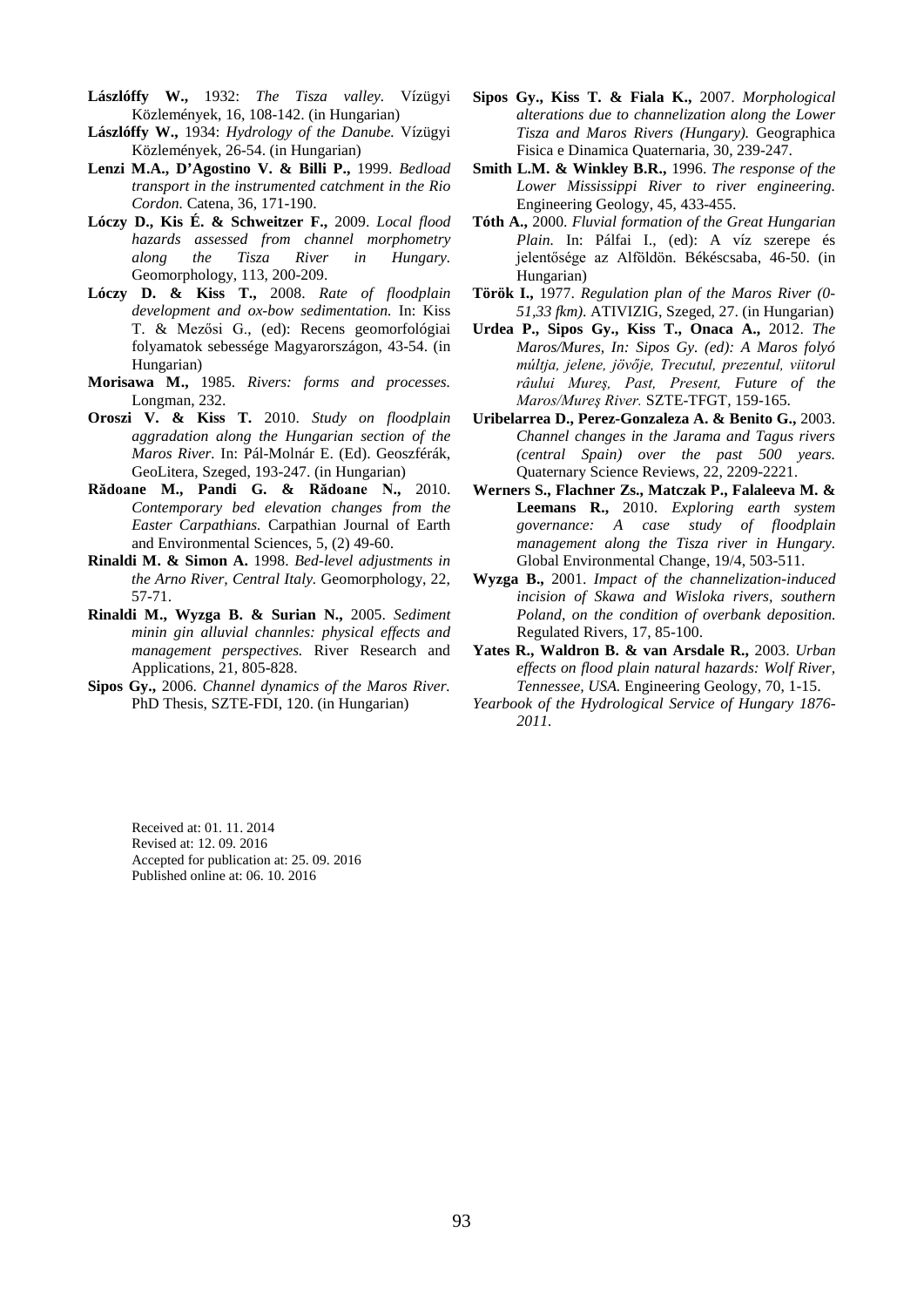**Lászlóffy W.,** 1932: *The Tisza valley.* Vízügyi Közlemények, 16, 108-142. (in Hungarian)

**Lászlóffy W.,** 1934: *Hydrology of the Danube.* Vízügyi Közlemények, 26-54. (in Hungarian)

**Lenzi M.A., D'Agostino V. & Billi P.,** 1999. *Bedload transport in the instrumented catchment in the Rio Cordon.* Catena, 36, 171-190.

**Lóczy D., Kis É. & Schweitzer F.,** 2009. *Local flood hazards assessed from channel morphometry along the Tisza River in Hungary.* Geomorphology, 113, 200-209.

**Lóczy D. & Kiss T.,** 2008. *Rate of floodplain development and ox-bow sedimentation.* In: Kiss T. & Mezősi G., (ed): Recens geomorfológiai folyamatok sebessége Magyarországon, 43-54. (in Hungarian)

**Morisawa M.,** 1985. *Rivers: forms and processes.* Longman, 232.

**Oroszi V. & Kiss T.** 2010. *Study on floodplain aggradation along the Hungarian section of the Maros River.* In: Pál-Molnár E. (Ed). Geoszférák, GeoLitera, Szeged, 193-247. (in Hungarian)

**Rădoane M., Pandi G. & Rădoane N.,** 2010. *Contemporary bed elevation changes from the Easter Carpathians.* Carpathian Journal of Earth and Environmental Sciences, 5, (2) 49-60.

**Rinaldi M. & Simon A.** 1998. *Bed-level adjustments in the Arno River, Central Italy.* Geomorphology, 22, 57-71.

**Rinaldi M., Wyzga B. & Surian N.,** 2005. *Sediment minin gin alluvial channles: physical effects and management perspectives.* River Research and Applications, 21, 805-828.

**Sipos Gy.,** 2006. *Channel dynamics of the Maros River.* PhD Thesis, SZTE-FDI, 120. (in Hungarian)

**Sipos Gy., Kiss T. & Fiala K.,** 2007. *Morphological alterations due to channelization along the Lower Tisza and Maros Rivers (Hungary).* Geographica Fisica e Dinamica Quaternaria, 30, 239-247.

**Smith L.M. & Winkley B.R.,** 1996. *The response of the Lower Mississippi River to river engineering.* Engineering Geology, 45, 433-455.

**Tóth A.,** 2000. *Fluvial formation of the Great Hungarian Plain.* In: Pálfai I., (ed): A víz szerepe és jelentősége az Alföldön. Békéscsaba, 46-50. (in Hungarian)

**Török I.,** 1977. *Regulation plan of the Maros River (0-51,33 fkm).* ATIVIZIG, Szeged, 27. (in Hungarian)

**Urdea P., Sipos Gy., Kiss T., Onaca A.,** 2012. *The Maros/Mures, In: Sipos Gy. (ed): A Maros folyó múltja, jelene, jövője, Trecutul, prezentul, viitorul râului Mureş, Past, Present, Future of the Maros/Mureş River.* SZTE-TFGT, 159-165.

**Uribelarrea D., Perez-Gonzaleza A. & Benito G.,** 2003. *Channel changes in the Jarama and Tagus rivers (central Spain) over the past 500 years.* Quaternary Science Reviews, 22, 2209-2221.

**Werners S., Flachner Zs., Matczak P., Falaleeva M. & Leemans R.,** 2010. *Exploring earth system governance: A case study of floodplain management along the Tisza river in Hungary.* Global Environmental Change, 19/4, 503-511.

**Wyzga B.,** 2001. *Impact of the channelization-induced incision of Skawa and Wisloka rivers, southern Poland, on the condition of overbank deposition.* Regulated Rivers, 17, 85-100.

**Yates R., Waldron B. & van Arsdale R.,** 2003. *Urban effects on flood plain natural hazards: Wolf River, Tennessee, USA.* Engineering Geology, 70, 1-15.

*Yearbook of the Hydrological Service of Hungary 1876-2011.*

Received at: 01. 11. 2014
Revised at: 12. 09. 2016
Accepted for publication at: 25. 09. 2016
Published online at: 06. 10. 2016